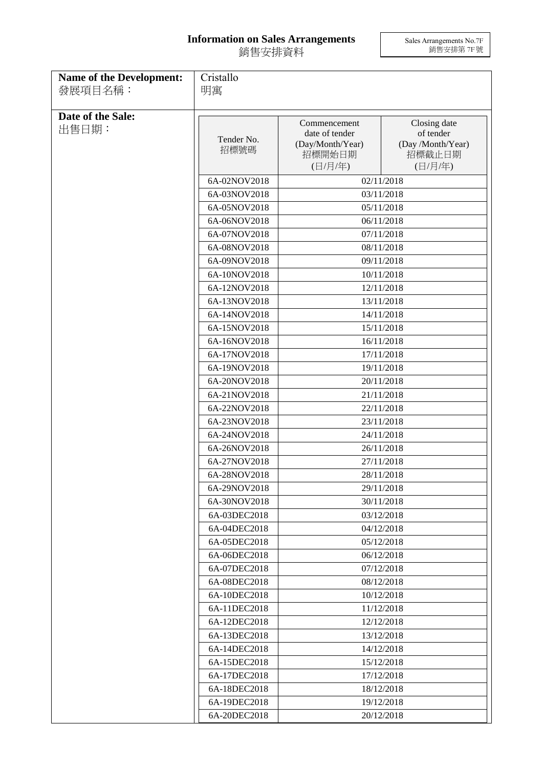# Information on Sales Arrangements
# 銷售安排資料

Sales Arrangements No.7F
銷售安排第 7F 號

**Name of the Development:**
發展項目名稱：

Cristallo
明寓

**Date of the Sale:**
出售日期：

| Tender No.<br>招標號碼 | Commencement date of tender (Day/Month/Year)<br>招標開始日期<br>(日/月/年) | Closing date of tender (Day /Month/Year)<br>招標截止日期<br>(日/月/年) |
|---|---|---|
| 6A-02NOV2018 | 02/11/2018 | |
| 6A-03NOV2018 | 03/11/2018 | |
| 6A-05NOV2018 | 05/11/2018 | |
| 6A-06NOV2018 | 06/11/2018 | |
| 6A-07NOV2018 | 07/11/2018 | |
| 6A-08NOV2018 | 08/11/2018 | |
| 6A-09NOV2018 | 09/11/2018 | |
| 6A-10NOV2018 | 10/11/2018 | |
| 6A-12NOV2018 | 12/11/2018 | |
| 6A-13NOV2018 | 13/11/2018 | |
| 6A-14NOV2018 | 14/11/2018 | |
| 6A-15NOV2018 | 15/11/2018 | |
| 6A-16NOV2018 | 16/11/2018 | |
| 6A-17NOV2018 | 17/11/2018 | |
| 6A-19NOV2018 | 19/11/2018 | |
| 6A-20NOV2018 | 20/11/2018 | |
| 6A-21NOV2018 | 21/11/2018 | |
| 6A-22NOV2018 | 22/11/2018 | |
| 6A-23NOV2018 | 23/11/2018 | |
| 6A-24NOV2018 | 24/11/2018 | |
| 6A-26NOV2018 | 26/11/2018 | |
| 6A-27NOV2018 | 27/11/2018 | |
| 6A-28NOV2018 | 28/11/2018 | |
| 6A-29NOV2018 | 29/11/2018 | |
| 6A-30NOV2018 | 30/11/2018 | |
| 6A-03DEC2018 | 03/12/2018 | |
| 6A-04DEC2018 | 04/12/2018 | |
| 6A-05DEC2018 | 05/12/2018 | |
| 6A-06DEC2018 | 06/12/2018 | |
| 6A-07DEC2018 | 07/12/2018 | |
| 6A-08DEC2018 | 08/12/2018 | |
| 6A-10DEC2018 | 10/12/2018 | |
| 6A-11DEC2018 | 11/12/2018 | |
| 6A-12DEC2018 | 12/12/2018 | |
| 6A-13DEC2018 | 13/12/2018 | |
| 6A-14DEC2018 | 14/12/2018 | |
| 6A-15DEC2018 | 15/12/2018 | |
| 6A-17DEC2018 | 17/12/2018 | |
| 6A-18DEC2018 | 18/12/2018 | |
| 6A-19DEC2018 | 19/12/2018 | |
| 6A-20DEC2018 | 20/12/2018 | |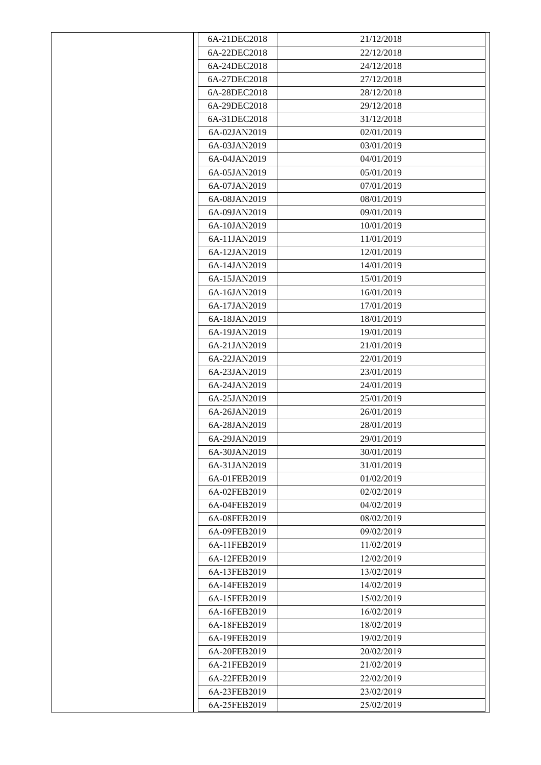| | | |
|---|---|---|
| | 6A-21DEC2018 | 21/12/2018 |
| | 6A-22DEC2018 | 22/12/2018 |
| | 6A-24DEC2018 | 24/12/2018 |
| | 6A-27DEC2018 | 27/12/2018 |
| | 6A-28DEC2018 | 28/12/2018 |
| | 6A-29DEC2018 | 29/12/2018 |
| | 6A-31DEC2018 | 31/12/2018 |
| | 6A-02JAN2019 | 02/01/2019 |
| | 6A-03JAN2019 | 03/01/2019 |
| | 6A-04JAN2019 | 04/01/2019 |
| | 6A-05JAN2019 | 05/01/2019 |
| | 6A-07JAN2019 | 07/01/2019 |
| | 6A-08JAN2019 | 08/01/2019 |
| | 6A-09JAN2019 | 09/01/2019 |
| | 6A-10JAN2019 | 10/01/2019 |
| | 6A-11JAN2019 | 11/01/2019 |
| | 6A-12JAN2019 | 12/01/2019 |
| | 6A-14JAN2019 | 14/01/2019 |
| | 6A-15JAN2019 | 15/01/2019 |
| | 6A-16JAN2019 | 16/01/2019 |
| | 6A-17JAN2019 | 17/01/2019 |
| | 6A-18JAN2019 | 18/01/2019 |
| | 6A-19JAN2019 | 19/01/2019 |
| | 6A-21JAN2019 | 21/01/2019 |
| | 6A-22JAN2019 | 22/01/2019 |
| | 6A-23JAN2019 | 23/01/2019 |
| | 6A-24JAN2019 | 24/01/2019 |
| | 6A-25JAN2019 | 25/01/2019 |
| | 6A-26JAN2019 | 26/01/2019 |
| | 6A-28JAN2019 | 28/01/2019 |
| | 6A-29JAN2019 | 29/01/2019 |
| | 6A-30JAN2019 | 30/01/2019 |
| | 6A-31JAN2019 | 31/01/2019 |
| | 6A-01FEB2019 | 01/02/2019 |
| | 6A-02FEB2019 | 02/02/2019 |
| | 6A-04FEB2019 | 04/02/2019 |
| | 6A-08FEB2019 | 08/02/2019 |
| | 6A-09FEB2019 | 09/02/2019 |
| | 6A-11FEB2019 | 11/02/2019 |
| | 6A-12FEB2019 | 12/02/2019 |
| | 6A-13FEB2019 | 13/02/2019 |
| | 6A-14FEB2019 | 14/02/2019 |
| | 6A-15FEB2019 | 15/02/2019 |
| | 6A-16FEB2019 | 16/02/2019 |
| | 6A-18FEB2019 | 18/02/2019 |
| | 6A-19FEB2019 | 19/02/2019 |
| | 6A-20FEB2019 | 20/02/2019 |
| | 6A-21FEB2019 | 21/02/2019 |
| | 6A-22FEB2019 | 22/02/2019 |
| | 6A-23FEB2019 | 23/02/2019 |
| | 6A-25FEB2019 | 25/02/2019 |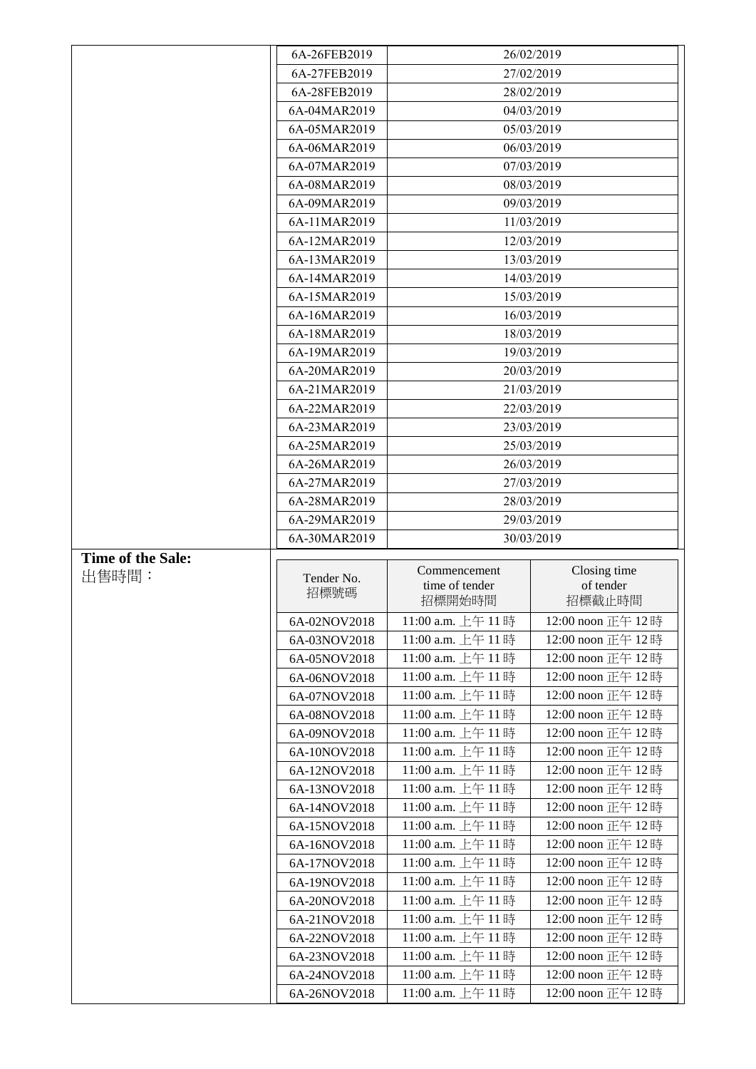| | Tender No. | Date |
|---|---|---|
| | 6A-26FEB2019 | 26/02/2019 |
| | 6A-27FEB2019 | 27/02/2019 |
| | 6A-28FEB2019 | 28/02/2019 |
| | 6A-04MAR2019 | 04/03/2019 |
| | 6A-05MAR2019 | 05/03/2019 |
| | 6A-06MAR2019 | 06/03/2019 |
| | 6A-07MAR2019 | 07/03/2019 |
| | 6A-08MAR2019 | 08/03/2019 |
| | 6A-09MAR2019 | 09/03/2019 |
| | 6A-11MAR2019 | 11/03/2019 |
| | 6A-12MAR2019 | 12/03/2019 |
| | 6A-13MAR2019 | 13/03/2019 |
| | 6A-14MAR2019 | 14/03/2019 |
| | 6A-15MAR2019 | 15/03/2019 |
| | 6A-16MAR2019 | 16/03/2019 |
| | 6A-18MAR2019 | 18/03/2019 |
| | 6A-19MAR2019 | 19/03/2019 |
| | 6A-20MAR2019 | 20/03/2019 |
| | 6A-21MAR2019 | 21/03/2019 |
| | 6A-22MAR2019 | 22/03/2019 |
| | 6A-23MAR2019 | 23/03/2019 |
| | 6A-25MAR2019 | 25/03/2019 |
| | 6A-26MAR2019 | 26/03/2019 |
| | 6A-27MAR2019 | 27/03/2019 |
| | 6A-28MAR2019 | 28/03/2019 |
| | 6A-29MAR2019 | 29/03/2019 |
| | 6A-30MAR2019 | 30/03/2019 |

**Time of the Sale:**
出售時間：

| Tender No. 招標號碼 | Commencement time of tender 招標開始時間 | Closing time of tender 招標截止時間 |
|---|---|---|
| 6A-02NOV2018 | 11:00 a.m. 上午 11 時 | 12:00 noon 正午 12 時 |
| 6A-03NOV2018 | 11:00 a.m. 上午 11 時 | 12:00 noon 正午 12 時 |
| 6A-05NOV2018 | 11:00 a.m. 上午 11 時 | 12:00 noon 正午 12 時 |
| 6A-06NOV2018 | 11:00 a.m. 上午 11 時 | 12:00 noon 正午 12 時 |
| 6A-07NOV2018 | 11:00 a.m. 上午 11 時 | 12:00 noon 正午 12 時 |
| 6A-08NOV2018 | 11:00 a.m. 上午 11 時 | 12:00 noon 正午 12 時 |
| 6A-09NOV2018 | 11:00 a.m. 上午 11 時 | 12:00 noon 正午 12 時 |
| 6A-10NOV2018 | 11:00 a.m. 上午 11 時 | 12:00 noon 正午 12 時 |
| 6A-12NOV2018 | 11:00 a.m. 上午 11 時 | 12:00 noon 正午 12 時 |
| 6A-13NOV2018 | 11:00 a.m. 上午 11 時 | 12:00 noon 正午 12 時 |
| 6A-14NOV2018 | 11:00 a.m. 上午 11 時 | 12:00 noon 正午 12 時 |
| 6A-15NOV2018 | 11:00 a.m. 上午 11 時 | 12:00 noon 正午 12 時 |
| 6A-16NOV2018 | 11:00 a.m. 上午 11 時 | 12:00 noon 正午 12 時 |
| 6A-17NOV2018 | 11:00 a.m. 上午 11 時 | 12:00 noon 正午 12 時 |
| 6A-19NOV2018 | 11:00 a.m. 上午 11 時 | 12:00 noon 正午 12 時 |
| 6A-20NOV2018 | 11:00 a.m. 上午 11 時 | 12:00 noon 正午 12 時 |
| 6A-21NOV2018 | 11:00 a.m. 上午 11 時 | 12:00 noon 正午 12 時 |
| 6A-22NOV2018 | 11:00 a.m. 上午 11 時 | 12:00 noon 正午 12 時 |
| 6A-23NOV2018 | 11:00 a.m. 上午 11 時 | 12:00 noon 正午 12 時 |
| 6A-24NOV2018 | 11:00 a.m. 上午 11 時 | 12:00 noon 正午 12 時 |
| 6A-26NOV2018 | 11:00 a.m. 上午 11 時 | 12:00 noon 正午 12 時 |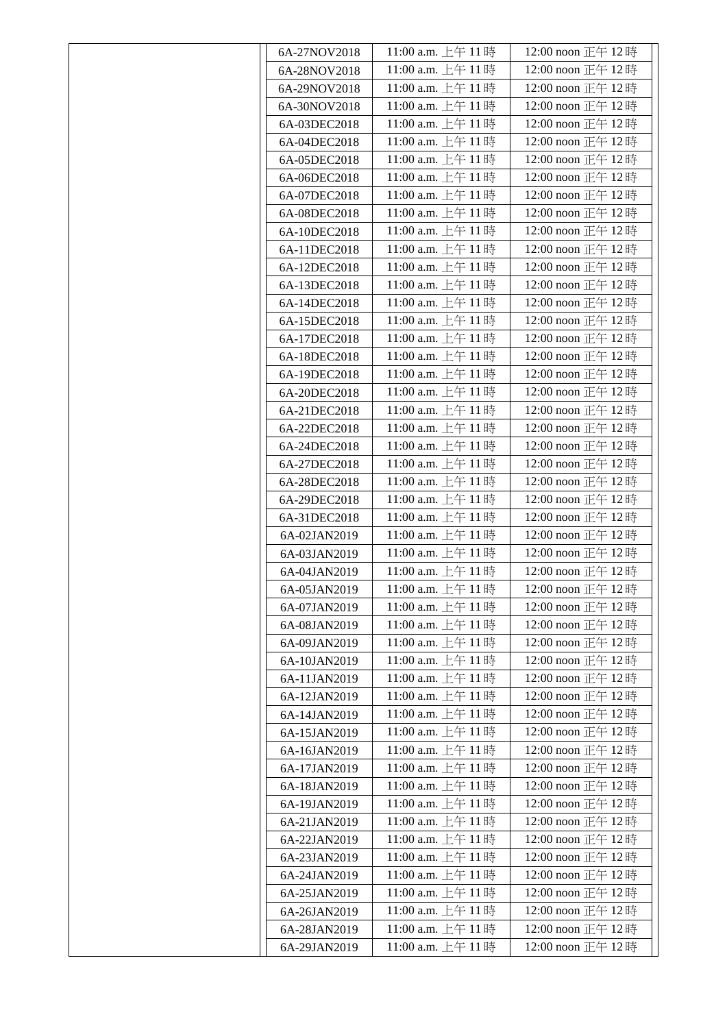| | 6A-27NOV2018 | 11:00 a.m. 上午 11 時 | 12:00 noon 正午 12 時 |
|---|---|---|---|
| | 6A-28NOV2018 | 11:00 a.m. 上午 11 時 | 12:00 noon 正午 12 時 |
| | 6A-29NOV2018 | 11:00 a.m. 上午 11 時 | 12:00 noon 正午 12 時 |
| | 6A-30NOV2018 | 11:00 a.m. 上午 11 時 | 12:00 noon 正午 12 時 |
| | 6A-03DEC2018 | 11:00 a.m. 上午 11 時 | 12:00 noon 正午 12 時 |
| | 6A-04DEC2018 | 11:00 a.m. 上午 11 時 | 12:00 noon 正午 12 時 |
| | 6A-05DEC2018 | 11:00 a.m. 上午 11 時 | 12:00 noon 正午 12 時 |
| | 6A-06DEC2018 | 11:00 a.m. 上午 11 時 | 12:00 noon 正午 12 時 |
| | 6A-07DEC2018 | 11:00 a.m. 上午 11 時 | 12:00 noon 正午 12 時 |
| | 6A-08DEC2018 | 11:00 a.m. 上午 11 時 | 12:00 noon 正午 12 時 |
| | 6A-10DEC2018 | 11:00 a.m. 上午 11 時 | 12:00 noon 正午 12 時 |
| | 6A-11DEC2018 | 11:00 a.m. 上午 11 時 | 12:00 noon 正午 12 時 |
| | 6A-12DEC2018 | 11:00 a.m. 上午 11 時 | 12:00 noon 正午 12 時 |
| | 6A-13DEC2018 | 11:00 a.m. 上午 11 時 | 12:00 noon 正午 12 時 |
| | 6A-14DEC2018 | 11:00 a.m. 上午 11 時 | 12:00 noon 正午 12 時 |
| | 6A-15DEC2018 | 11:00 a.m. 上午 11 時 | 12:00 noon 正午 12 時 |
| | 6A-17DEC2018 | 11:00 a.m. 上午 11 時 | 12:00 noon 正午 12 時 |
| | 6A-18DEC2018 | 11:00 a.m. 上午 11 時 | 12:00 noon 正午 12 時 |
| | 6A-19DEC2018 | 11:00 a.m. 上午 11 時 | 12:00 noon 正午 12 時 |
| | 6A-20DEC2018 | 11:00 a.m. 上午 11 時 | 12:00 noon 正午 12 時 |
| | 6A-21DEC2018 | 11:00 a.m. 上午 11 時 | 12:00 noon 正午 12 時 |
| | 6A-22DEC2018 | 11:00 a.m. 上午 11 時 | 12:00 noon 正午 12 時 |
| | 6A-24DEC2018 | 11:00 a.m. 上午 11 時 | 12:00 noon 正午 12 時 |
| | 6A-27DEC2018 | 11:00 a.m. 上午 11 時 | 12:00 noon 正午 12 時 |
| | 6A-28DEC2018 | 11:00 a.m. 上午 11 時 | 12:00 noon 正午 12 時 |
| | 6A-29DEC2018 | 11:00 a.m. 上午 11 時 | 12:00 noon 正午 12 時 |
| | 6A-31DEC2018 | 11:00 a.m. 上午 11 時 | 12:00 noon 正午 12 時 |
| | 6A-02JAN2019 | 11:00 a.m. 上午 11 時 | 12:00 noon 正午 12 時 |
| | 6A-03JAN2019 | 11:00 a.m. 上午 11 時 | 12:00 noon 正午 12 時 |
| | 6A-04JAN2019 | 11:00 a.m. 上午 11 時 | 12:00 noon 正午 12 時 |
| | 6A-05JAN2019 | 11:00 a.m. 上午 11 時 | 12:00 noon 正午 12 時 |
| | 6A-07JAN2019 | 11:00 a.m. 上午 11 時 | 12:00 noon 正午 12 時 |
| | 6A-08JAN2019 | 11:00 a.m. 上午 11 時 | 12:00 noon 正午 12 時 |
| | 6A-09JAN2019 | 11:00 a.m. 上午 11 時 | 12:00 noon 正午 12 時 |
| | 6A-10JAN2019 | 11:00 a.m. 上午 11 時 | 12:00 noon 正午 12 時 |
| | 6A-11JAN2019 | 11:00 a.m. 上午 11 時 | 12:00 noon 正午 12 時 |
| | 6A-12JAN2019 | 11:00 a.m. 上午 11 時 | 12:00 noon 正午 12 時 |
| | 6A-14JAN2019 | 11:00 a.m. 上午 11 時 | 12:00 noon 正午 12 時 |
| | 6A-15JAN2019 | 11:00 a.m. 上午 11 時 | 12:00 noon 正午 12 時 |
| | 6A-16JAN2019 | 11:00 a.m. 上午 11 時 | 12:00 noon 正午 12 時 |
| | 6A-17JAN2019 | 11:00 a.m. 上午 11 時 | 12:00 noon 正午 12 時 |
| | 6A-18JAN2019 | 11:00 a.m. 上午 11 時 | 12:00 noon 正午 12 時 |
| | 6A-19JAN2019 | 11:00 a.m. 上午 11 時 | 12:00 noon 正午 12 時 |
| | 6A-21JAN2019 | 11:00 a.m. 上午 11 時 | 12:00 noon 正午 12 時 |
| | 6A-22JAN2019 | 11:00 a.m. 上午 11 時 | 12:00 noon 正午 12 時 |
| | 6A-23JAN2019 | 11:00 a.m. 上午 11 時 | 12:00 noon 正午 12 時 |
| | 6A-24JAN2019 | 11:00 a.m. 上午 11 時 | 12:00 noon 正午 12 時 |
| | 6A-25JAN2019 | 11:00 a.m. 上午 11 時 | 12:00 noon 正午 12 時 |
| | 6A-26JAN2019 | 11:00 a.m. 上午 11 時 | 12:00 noon 正午 12 時 |
| | 6A-28JAN2019 | 11:00 a.m. 上午 11 時 | 12:00 noon 正午 12 時 |
| | 6A-29JAN2019 | 11:00 a.m. 上午 11 時 | 12:00 noon 正午 12 時 |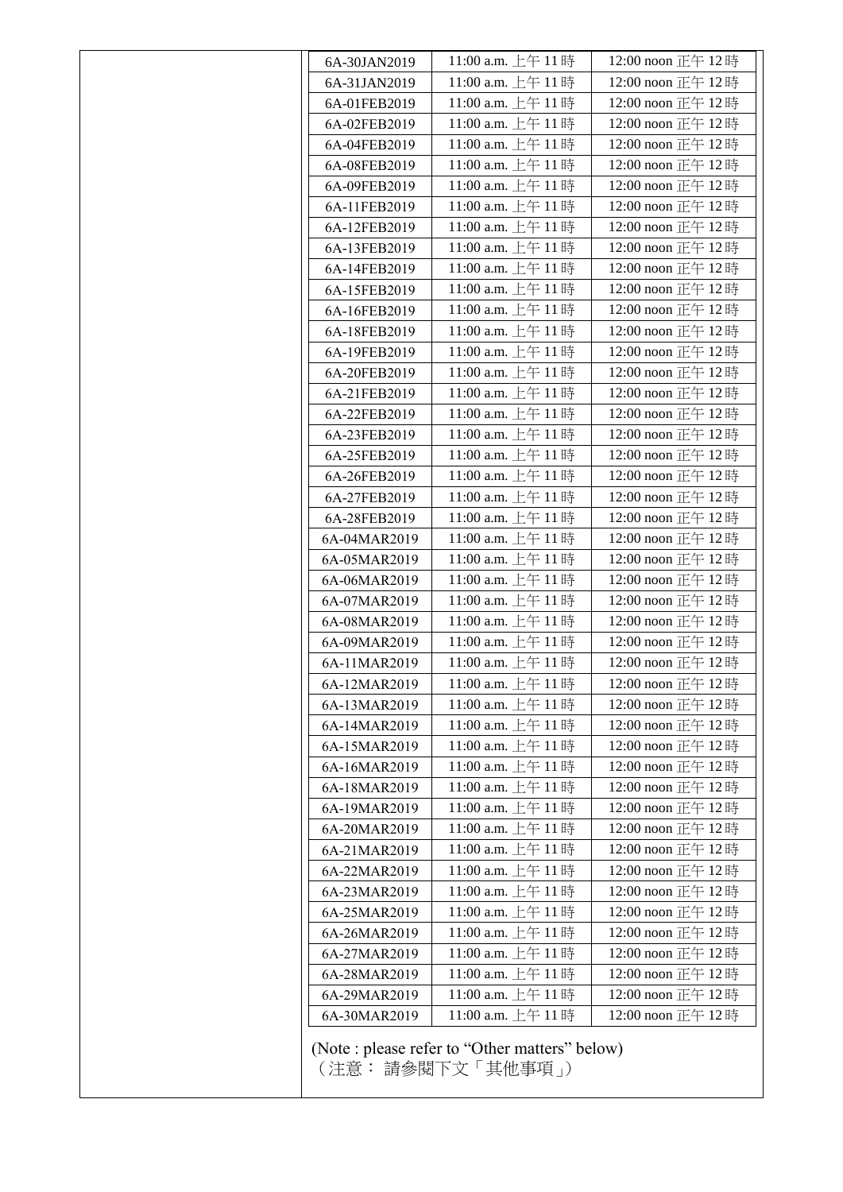| | | | |
|---|---|---|---|
| | 6A-30JAN2019 | 11:00 a.m. 上午 11 時 | 12:00 noon 正午 12 時 |
| | 6A-31JAN2019 | 11:00 a.m. 上午 11 時 | 12:00 noon 正午 12 時 |
| | 6A-01FEB2019 | 11:00 a.m. 上午 11 時 | 12:00 noon 正午 12 時 |
| | 6A-02FEB2019 | 11:00 a.m. 上午 11 時 | 12:00 noon 正午 12 時 |
| | 6A-04FEB2019 | 11:00 a.m. 上午 11 時 | 12:00 noon 正午 12 時 |
| | 6A-08FEB2019 | 11:00 a.m. 上午 11 時 | 12:00 noon 正午 12 時 |
| | 6A-09FEB2019 | 11:00 a.m. 上午 11 時 | 12:00 noon 正午 12 時 |
| | 6A-11FEB2019 | 11:00 a.m. 上午 11 時 | 12:00 noon 正午 12 時 |
| | 6A-12FEB2019 | 11:00 a.m. 上午 11 時 | 12:00 noon 正午 12 時 |
| | 6A-13FEB2019 | 11:00 a.m. 上午 11 時 | 12:00 noon 正午 12 時 |
| | 6A-14FEB2019 | 11:00 a.m. 上午 11 時 | 12:00 noon 正午 12 時 |
| | 6A-15FEB2019 | 11:00 a.m. 上午 11 時 | 12:00 noon 正午 12 時 |
| | 6A-16FEB2019 | 11:00 a.m. 上午 11 時 | 12:00 noon 正午 12 時 |
| | 6A-18FEB2019 | 11:00 a.m. 上午 11 時 | 12:00 noon 正午 12 時 |
| | 6A-19FEB2019 | 11:00 a.m. 上午 11 時 | 12:00 noon 正午 12 時 |
| | 6A-20FEB2019 | 11:00 a.m. 上午 11 時 | 12:00 noon 正午 12 時 |
| | 6A-21FEB2019 | 11:00 a.m. 上午 11 時 | 12:00 noon 正午 12 時 |
| | 6A-22FEB2019 | 11:00 a.m. 上午 11 時 | 12:00 noon 正午 12 時 |
| | 6A-23FEB2019 | 11:00 a.m. 上午 11 時 | 12:00 noon 正午 12 時 |
| | 6A-25FEB2019 | 11:00 a.m. 上午 11 時 | 12:00 noon 正午 12 時 |
| | 6A-26FEB2019 | 11:00 a.m. 上午 11 時 | 12:00 noon 正午 12 時 |
| | 6A-27FEB2019 | 11:00 a.m. 上午 11 時 | 12:00 noon 正午 12 時 |
| | 6A-28FEB2019 | 11:00 a.m. 上午 11 時 | 12:00 noon 正午 12 時 |
| | 6A-04MAR2019 | 11:00 a.m. 上午 11 時 | 12:00 noon 正午 12 時 |
| | 6A-05MAR2019 | 11:00 a.m. 上午 11 時 | 12:00 noon 正午 12 時 |
| | 6A-06MAR2019 | 11:00 a.m. 上午 11 時 | 12:00 noon 正午 12 時 |
| | 6A-07MAR2019 | 11:00 a.m. 上午 11 時 | 12:00 noon 正午 12 時 |
| | 6A-08MAR2019 | 11:00 a.m. 上午 11 時 | 12:00 noon 正午 12 時 |
| | 6A-09MAR2019 | 11:00 a.m. 上午 11 時 | 12:00 noon 正午 12 時 |
| | 6A-11MAR2019 | 11:00 a.m. 上午 11 時 | 12:00 noon 正午 12 時 |
| | 6A-12MAR2019 | 11:00 a.m. 上午 11 時 | 12:00 noon 正午 12 時 |
| | 6A-13MAR2019 | 11:00 a.m. 上午 11 時 | 12:00 noon 正午 12 時 |
| | 6A-14MAR2019 | 11:00 a.m. 上午 11 時 | 12:00 noon 正午 12 時 |
| | 6A-15MAR2019 | 11:00 a.m. 上午 11 時 | 12:00 noon 正午 12 時 |
| | 6A-16MAR2019 | 11:00 a.m. 上午 11 時 | 12:00 noon 正午 12 時 |
| | 6A-18MAR2019 | 11:00 a.m. 上午 11 時 | 12:00 noon 正午 12 時 |
| | 6A-19MAR2019 | 11:00 a.m. 上午 11 時 | 12:00 noon 正午 12 時 |
| | 6A-20MAR2019 | 11:00 a.m. 上午 11 時 | 12:00 noon 正午 12 時 |
| | 6A-21MAR2019 | 11:00 a.m. 上午 11 時 | 12:00 noon 正午 12 時 |
| | 6A-22MAR2019 | 11:00 a.m. 上午 11 時 | 12:00 noon 正午 12 時 |
| | 6A-23MAR2019 | 11:00 a.m. 上午 11 時 | 12:00 noon 正午 12 時 |
| | 6A-25MAR2019 | 11:00 a.m. 上午 11 時 | 12:00 noon 正午 12 時 |
| | 6A-26MAR2019 | 11:00 a.m. 上午 11 時 | 12:00 noon 正午 12 時 |
| | 6A-27MAR2019 | 11:00 a.m. 上午 11 時 | 12:00 noon 正午 12 時 |
| | 6A-28MAR2019 | 11:00 a.m. 上午 11 時 | 12:00 noon 正午 12 時 |
| | 6A-29MAR2019 | 11:00 a.m. 上午 11 時 | 12:00 noon 正午 12 時 |
| | 6A-30MAR2019 | 11:00 a.m. 上午 11 時 | 12:00 noon 正午 12 時 |

(Note : please refer to "Other matters" below)
（注意： 請參閱下文「其他事項」）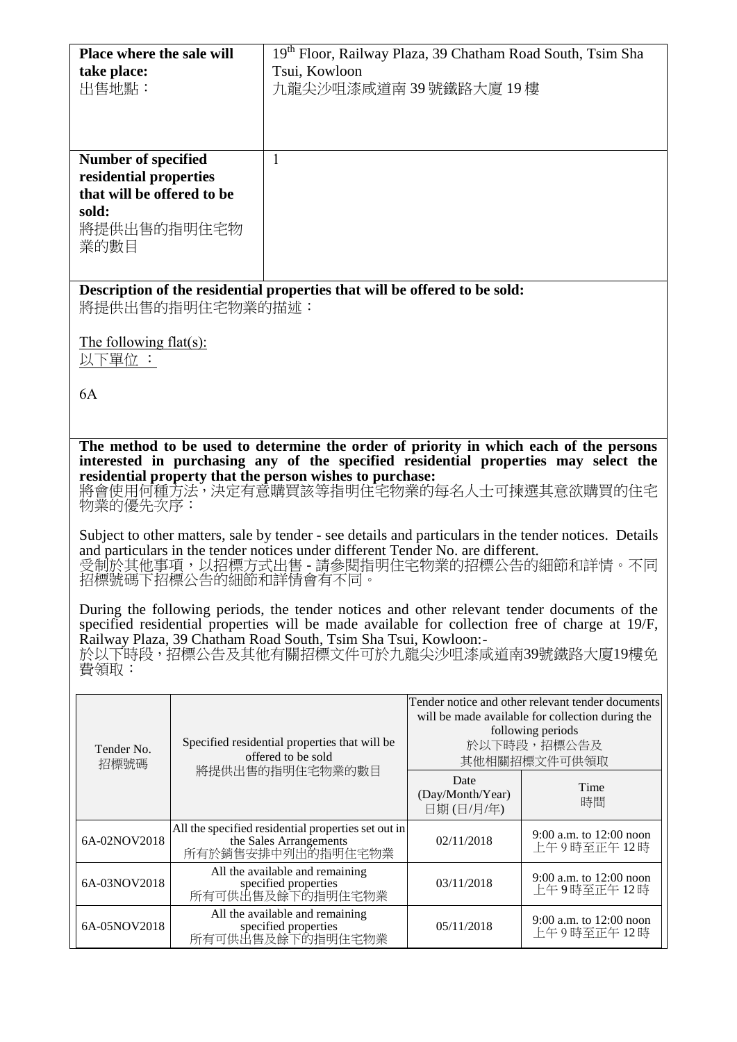| Place where the sale will take place: 出售地點： | 19th Floor, Railway Plaza, 39 Chatham Road South, Tsim Sha Tsui, Kowloon 九龍尖沙咀漆咸道南 39 號鐵路大廈 19 樓 |
|---|---|
| **Number of specified residential properties that will be offered to be sold:** 將提供出售的指明住宅物業的數目 | 1 |

**Description of the residential properties that will be offered to be sold:**
將提供出售的指明住宅物業的描述：

The following flat(s):
以下單位 ：

6A

**The method to be used to determine the order of priority in which each of the persons interested in purchasing any of the specified residential properties may select the residential property that the person wishes to purchase:**
將會使用何種方法，決定有意購買該等指明住宅物業的每名人士可揀選其意欲購買的住宅物業的優先次序：

Subject to other matters, sale by tender - see details and particulars in the tender notices. Details and particulars in the tender notices under different Tender No. are different.
受制於其他事項，以招標方式出售 - 請參閱指明住宅物業的招標公告的細節和詳情。不同招標號碼下招標公告的細節和詳情會有不同。

During the following periods, the tender notices and other relevant tender documents of the specified residential properties will be made available for collection free of charge at 19/F, Railway Plaza, 39 Chatham Road South, Tsim Sha Tsui, Kowloon:-
於以下時段，招標公告及其他有關招標文件可於九龍尖沙咀漆咸道南39號鐵路大廈19樓免費領取：

| Tender No. 招標號碼 | Specified residential properties that will be offered to be sold 將提供出售的指明住宅物業的數目 | Tender notice and other relevant tender documents will be made available for collection during the following periods 於以下時段，招標公告及其他相關招標文件可供領取 | |
|---|---|---|---|
| | | Date (Day/Month/Year) 日期 (日/月/年) | Time 時間 |
| 6A-02NOV2018 | All the specified residential properties set out in the Sales Arrangements 所有於銷售安排中列出的指明住宅物業 | 02/11/2018 | 9:00 a.m. to 12:00 noon 上午 9 時至正午 12 時 |
| 6A-03NOV2018 | All the available and remaining specified properties 所有可供出售及餘下的指明住宅物業 | 03/11/2018 | 9:00 a.m. to 12:00 noon 上午 9 時至正午 12 時 |
| 6A-05NOV2018 | All the available and remaining specified properties 所有可供出售及餘下的指明住宅物業 | 05/11/2018 | 9:00 a.m. to 12:00 noon 上午 9 時至正午 12 時 |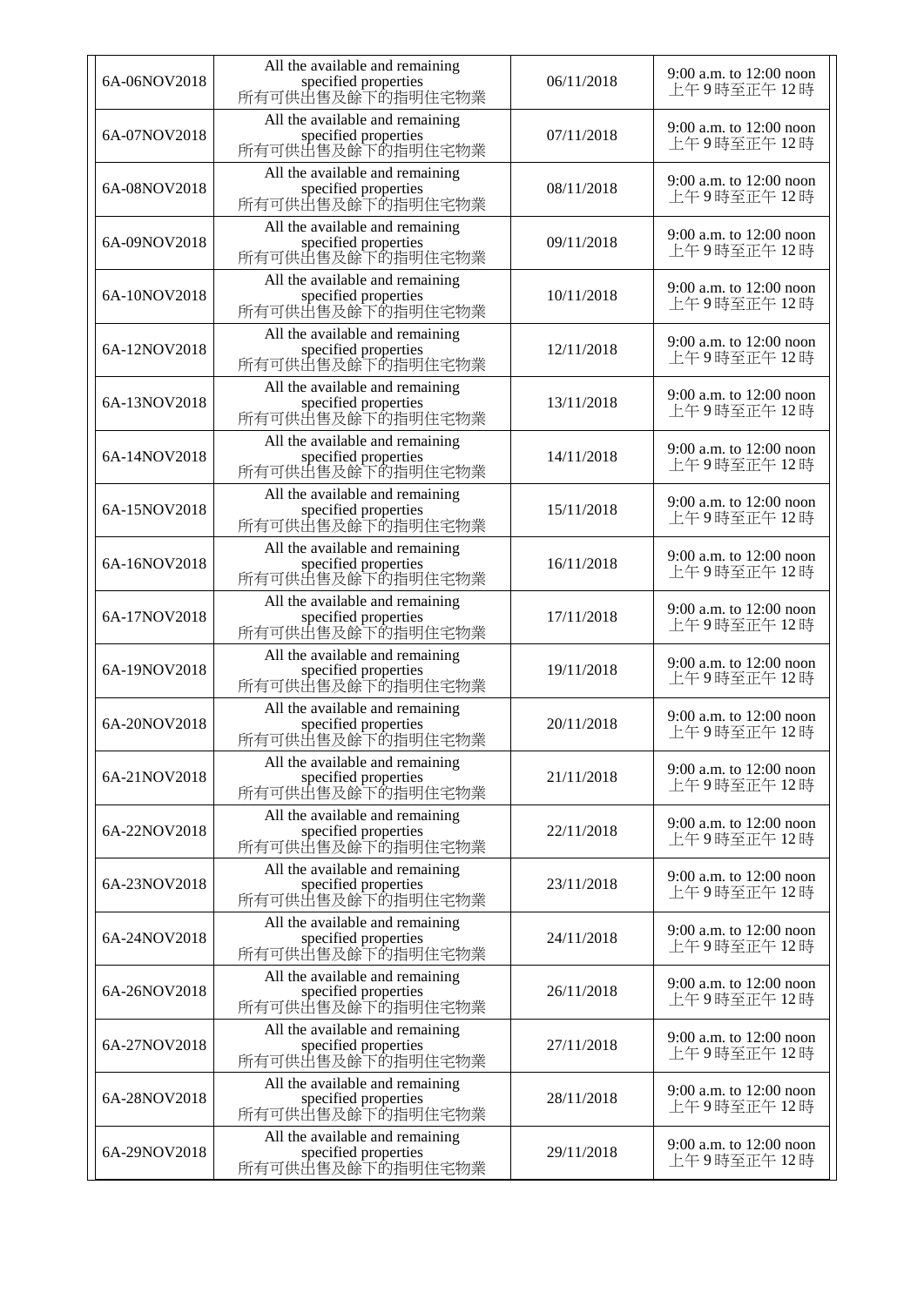| | | | |
|---|---|---|---|
| 6A-06NOV2018 | All the available and remaining specified properties 所有可供出售及餘下的指明住宅物業 | 06/11/2018 | 9:00 a.m. to 12:00 noon 上午 9 時至正午 12 時 |
| 6A-07NOV2018 | All the available and remaining specified properties 所有可供出售及餘下的指明住宅物業 | 07/11/2018 | 9:00 a.m. to 12:00 noon 上午 9 時至正午 12 時 |
| 6A-08NOV2018 | All the available and remaining specified properties 所有可供出售及餘下的指明住宅物業 | 08/11/2018 | 9:00 a.m. to 12:00 noon 上午 9 時至正午 12 時 |
| 6A-09NOV2018 | All the available and remaining specified properties 所有可供出售及餘下的指明住宅物業 | 09/11/2018 | 9:00 a.m. to 12:00 noon 上午 9 時至正午 12 時 |
| 6A-10NOV2018 | All the available and remaining specified properties 所有可供出售及餘下的指明住宅物業 | 10/11/2018 | 9:00 a.m. to 12:00 noon 上午 9 時至正午 12 時 |
| 6A-12NOV2018 | All the available and remaining specified properties 所有可供出售及餘下的指明住宅物業 | 12/11/2018 | 9:00 a.m. to 12:00 noon 上午 9 時至正午 12 時 |
| 6A-13NOV2018 | All the available and remaining specified properties 所有可供出售及餘下的指明住宅物業 | 13/11/2018 | 9:00 a.m. to 12:00 noon 上午 9 時至正午 12 時 |
| 6A-14NOV2018 | All the available and remaining specified properties 所有可供出售及餘下的指明住宅物業 | 14/11/2018 | 9:00 a.m. to 12:00 noon 上午 9 時至正午 12 時 |
| 6A-15NOV2018 | All the available and remaining specified properties 所有可供出售及餘下的指明住宅物業 | 15/11/2018 | 9:00 a.m. to 12:00 noon 上午 9 時至正午 12 時 |
| 6A-16NOV2018 | All the available and remaining specified properties 所有可供出售及餘下的指明住宅物業 | 16/11/2018 | 9:00 a.m. to 12:00 noon 上午 9 時至正午 12 時 |
| 6A-17NOV2018 | All the available and remaining specified properties 所有可供出售及餘下的指明住宅物業 | 17/11/2018 | 9:00 a.m. to 12:00 noon 上午 9 時至正午 12 時 |
| 6A-19NOV2018 | All the available and remaining specified properties 所有可供出售及餘下的指明住宅物業 | 19/11/2018 | 9:00 a.m. to 12:00 noon 上午 9 時至正午 12 時 |
| 6A-20NOV2018 | All the available and remaining specified properties 所有可供出售及餘下的指明住宅物業 | 20/11/2018 | 9:00 a.m. to 12:00 noon 上午 9 時至正午 12 時 |
| 6A-21NOV2018 | All the available and remaining specified properties 所有可供出售及餘下的指明住宅物業 | 21/11/2018 | 9:00 a.m. to 12:00 noon 上午 9 時至正午 12 時 |
| 6A-22NOV2018 | All the available and remaining specified properties 所有可供出售及餘下的指明住宅物業 | 22/11/2018 | 9:00 a.m. to 12:00 noon 上午 9 時至正午 12 時 |
| 6A-23NOV2018 | All the available and remaining specified properties 所有可供出售及餘下的指明住宅物業 | 23/11/2018 | 9:00 a.m. to 12:00 noon 上午 9 時至正午 12 時 |
| 6A-24NOV2018 | All the available and remaining specified properties 所有可供出售及餘下的指明住宅物業 | 24/11/2018 | 9:00 a.m. to 12:00 noon 上午 9 時至正午 12 時 |
| 6A-26NOV2018 | All the available and remaining specified properties 所有可供出售及餘下的指明住宅物業 | 26/11/2018 | 9:00 a.m. to 12:00 noon 上午 9 時至正午 12 時 |
| 6A-27NOV2018 | All the available and remaining specified properties 所有可供出售及餘下的指明住宅物業 | 27/11/2018 | 9:00 a.m. to 12:00 noon 上午 9 時至正午 12 時 |
| 6A-28NOV2018 | All the available and remaining specified properties 所有可供出售及餘下的指明住宅物業 | 28/11/2018 | 9:00 a.m. to 12:00 noon 上午 9 時至正午 12 時 |
| 6A-29NOV2018 | All the available and remaining specified properties 所有可供出售及餘下的指明住宅物業 | 29/11/2018 | 9:00 a.m. to 12:00 noon 上午 9 時至正午 12 時 |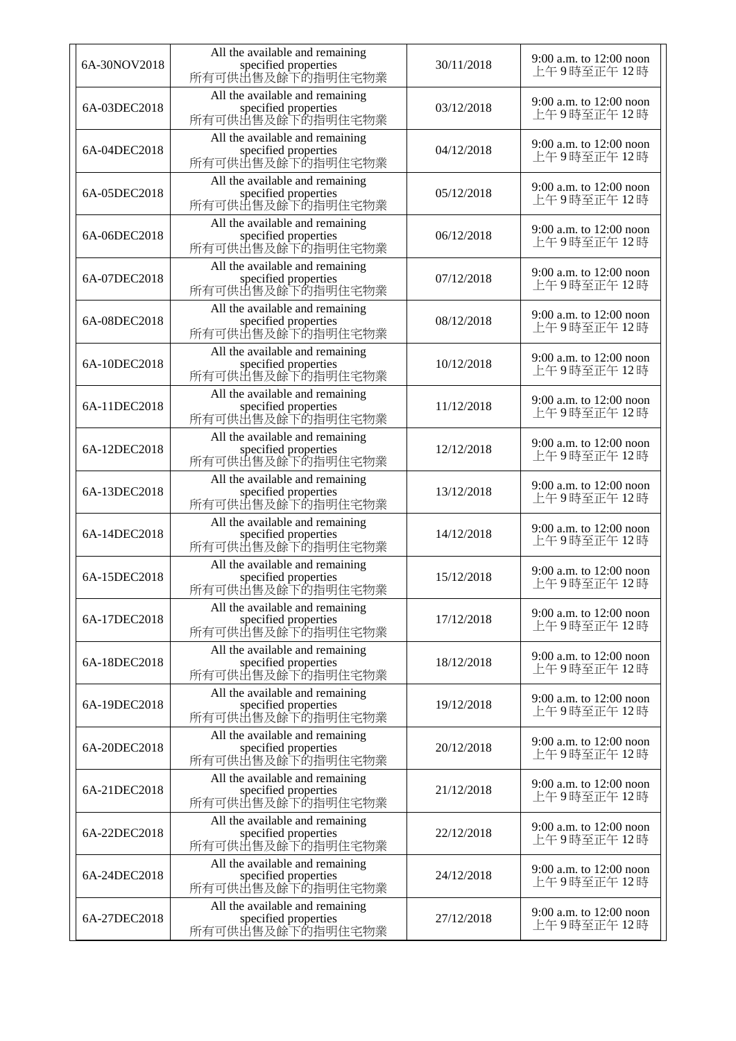| 6A-30NOV2018 | All the available and remaining specified properties 所有可供出售及餘下的指明住宅物業 | 30/11/2018 | 9:00 a.m. to 12:00 noon 上午 9 時至正午 12 時 |
|---|---|---|---|
| 6A-03DEC2018 | All the available and remaining specified properties 所有可供出售及餘下的指明住宅物業 | 03/12/2018 | 9:00 a.m. to 12:00 noon 上午 9 時至正午 12 時 |
| 6A-04DEC2018 | All the available and remaining specified properties 所有可供出售及餘下的指明住宅物業 | 04/12/2018 | 9:00 a.m. to 12:00 noon 上午 9 時至正午 12 時 |
| 6A-05DEC2018 | All the available and remaining specified properties 所有可供出售及餘下的指明住宅物業 | 05/12/2018 | 9:00 a.m. to 12:00 noon 上午 9 時至正午 12 時 |
| 6A-06DEC2018 | All the available and remaining specified properties 所有可供出售及餘下的指明住宅物業 | 06/12/2018 | 9:00 a.m. to 12:00 noon 上午 9 時至正午 12 時 |
| 6A-07DEC2018 | All the available and remaining specified properties 所有可供出售及餘下的指明住宅物業 | 07/12/2018 | 9:00 a.m. to 12:00 noon 上午 9 時至正午 12 時 |
| 6A-08DEC2018 | All the available and remaining specified properties 所有可供出售及餘下的指明住宅物業 | 08/12/2018 | 9:00 a.m. to 12:00 noon 上午 9 時至正午 12 時 |
| 6A-10DEC2018 | All the available and remaining specified properties 所有可供出售及餘下的指明住宅物業 | 10/12/2018 | 9:00 a.m. to 12:00 noon 上午 9 時至正午 12 時 |
| 6A-11DEC2018 | All the available and remaining specified properties 所有可供出售及餘下的指明住宅物業 | 11/12/2018 | 9:00 a.m. to 12:00 noon 上午 9 時至正午 12 時 |
| 6A-12DEC2018 | All the available and remaining specified properties 所有可供出售及餘下的指明住宅物業 | 12/12/2018 | 9:00 a.m. to 12:00 noon 上午 9 時至正午 12 時 |
| 6A-13DEC2018 | All the available and remaining specified properties 所有可供出售及餘下的指明住宅物業 | 13/12/2018 | 9:00 a.m. to 12:00 noon 上午 9 時至正午 12 時 |
| 6A-14DEC2018 | All the available and remaining specified properties 所有可供出售及餘下的指明住宅物業 | 14/12/2018 | 9:00 a.m. to 12:00 noon 上午 9 時至正午 12 時 |
| 6A-15DEC2018 | All the available and remaining specified properties 所有可供出售及餘下的指明住宅物業 | 15/12/2018 | 9:00 a.m. to 12:00 noon 上午 9 時至正午 12 時 |
| 6A-17DEC2018 | All the available and remaining specified properties 所有可供出售及餘下的指明住宅物業 | 17/12/2018 | 9:00 a.m. to 12:00 noon 上午 9 時至正午 12 時 |
| 6A-18DEC2018 | All the available and remaining specified properties 所有可供出售及餘下的指明住宅物業 | 18/12/2018 | 9:00 a.m. to 12:00 noon 上午 9 時至正午 12 時 |
| 6A-19DEC2018 | All the available and remaining specified properties 所有可供出售及餘下的指明住宅物業 | 19/12/2018 | 9:00 a.m. to 12:00 noon 上午 9 時至正午 12 時 |
| 6A-20DEC2018 | All the available and remaining specified properties 所有可供出售及餘下的指明住宅物業 | 20/12/2018 | 9:00 a.m. to 12:00 noon 上午 9 時至正午 12 時 |
| 6A-21DEC2018 | All the available and remaining specified properties 所有可供出售及餘下的指明住宅物業 | 21/12/2018 | 9:00 a.m. to 12:00 noon 上午 9 時至正午 12 時 |
| 6A-22DEC2018 | All the available and remaining specified properties 所有可供出售及餘下的指明住宅物業 | 22/12/2018 | 9:00 a.m. to 12:00 noon 上午 9 時至正午 12 時 |
| 6A-24DEC2018 | All the available and remaining specified properties 所有可供出售及餘下的指明住宅物業 | 24/12/2018 | 9:00 a.m. to 12:00 noon 上午 9 時至正午 12 時 |
| 6A-27DEC2018 | All the available and remaining specified properties 所有可供出售及餘下的指明住宅物業 | 27/12/2018 | 9:00 a.m. to 12:00 noon 上午 9 時至正午 12 時 |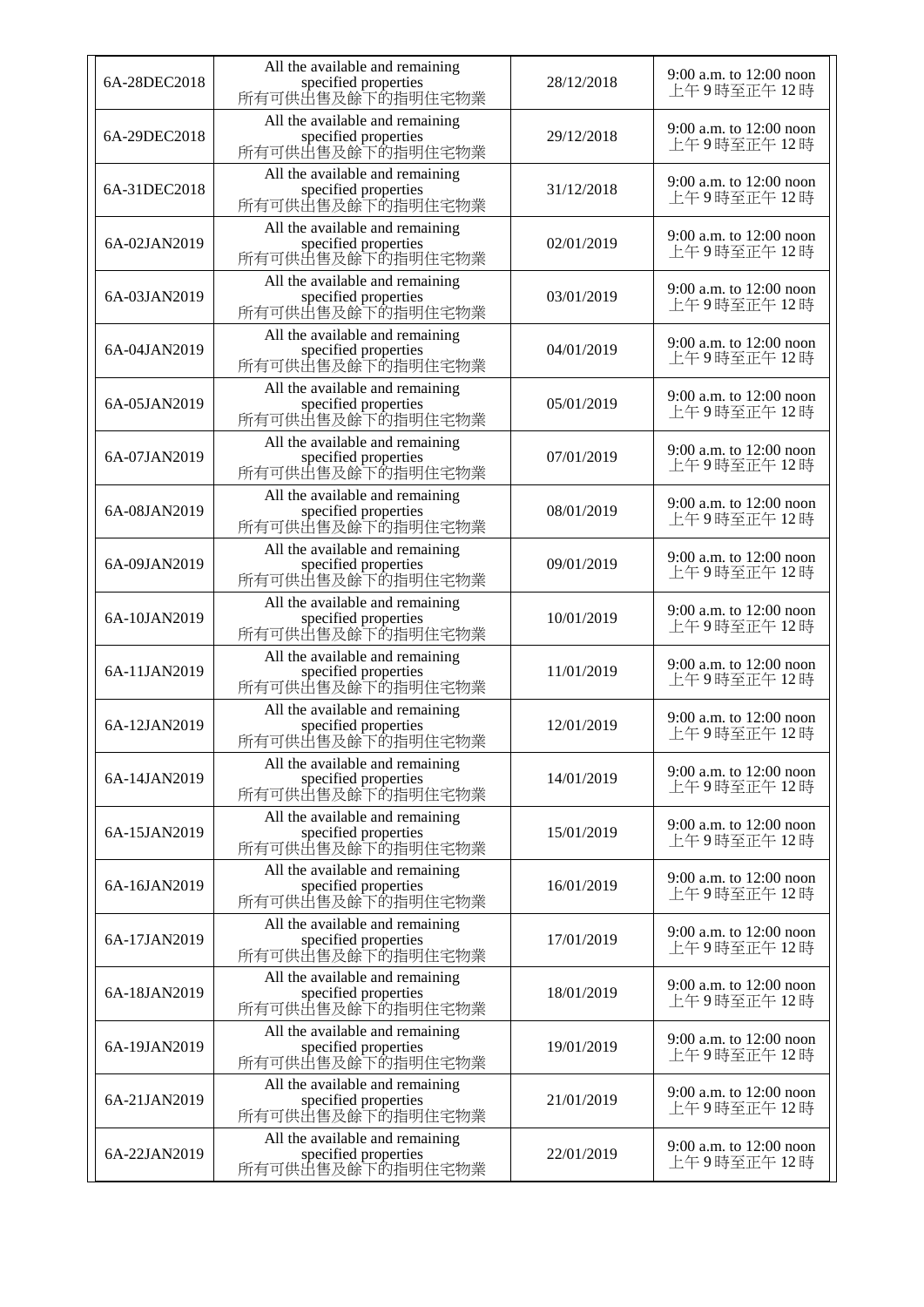| 6A-28DEC2018 | All the available and remaining specified properties 所有可供出售及餘下的指明住宅物業 | 28/12/2018 | 9:00 a.m. to 12:00 noon 上午 9 時至正午 12 時 |
|---|---|---|---|
| 6A-29DEC2018 | All the available and remaining specified properties 所有可供出售及餘下的指明住宅物業 | 29/12/2018 | 9:00 a.m. to 12:00 noon 上午 9 時至正午 12 時 |
| 6A-31DEC2018 | All the available and remaining specified properties 所有可供出售及餘下的指明住宅物業 | 31/12/2018 | 9:00 a.m. to 12:00 noon 上午 9 時至正午 12 時 |
| 6A-02JAN2019 | All the available and remaining specified properties 所有可供出售及餘下的指明住宅物業 | 02/01/2019 | 9:00 a.m. to 12:00 noon 上午 9 時至正午 12 時 |
| 6A-03JAN2019 | All the available and remaining specified properties 所有可供出售及餘下的指明住宅物業 | 03/01/2019 | 9:00 a.m. to 12:00 noon 上午 9 時至正午 12 時 |
| 6A-04JAN2019 | All the available and remaining specified properties 所有可供出售及餘下的指明住宅物業 | 04/01/2019 | 9:00 a.m. to 12:00 noon 上午 9 時至正午 12 時 |
| 6A-05JAN2019 | All the available and remaining specified properties 所有可供出售及餘下的指明住宅物業 | 05/01/2019 | 9:00 a.m. to 12:00 noon 上午 9 時至正午 12 時 |
| 6A-07JAN2019 | All the available and remaining specified properties 所有可供出售及餘下的指明住宅物業 | 07/01/2019 | 9:00 a.m. to 12:00 noon 上午 9 時至正午 12 時 |
| 6A-08JAN2019 | All the available and remaining specified properties 所有可供出售及餘下的指明住宅物業 | 08/01/2019 | 9:00 a.m. to 12:00 noon 上午 9 時至正午 12 時 |
| 6A-09JAN2019 | All the available and remaining specified properties 所有可供出售及餘下的指明住宅物業 | 09/01/2019 | 9:00 a.m. to 12:00 noon 上午 9 時至正午 12 時 |
| 6A-10JAN2019 | All the available and remaining specified properties 所有可供出售及餘下的指明住宅物業 | 10/01/2019 | 9:00 a.m. to 12:00 noon 上午 9 時至正午 12 時 |
| 6A-11JAN2019 | All the available and remaining specified properties 所有可供出售及餘下的指明住宅物業 | 11/01/2019 | 9:00 a.m. to 12:00 noon 上午 9 時至正午 12 時 |
| 6A-12JAN2019 | All the available and remaining specified properties 所有可供出售及餘下的指明住宅物業 | 12/01/2019 | 9:00 a.m. to 12:00 noon 上午 9 時至正午 12 時 |
| 6A-14JAN2019 | All the available and remaining specified properties 所有可供出售及餘下的指明住宅物業 | 14/01/2019 | 9:00 a.m. to 12:00 noon 上午 9 時至正午 12 時 |
| 6A-15JAN2019 | All the available and remaining specified properties 所有可供出售及餘下的指明住宅物業 | 15/01/2019 | 9:00 a.m. to 12:00 noon 上午 9 時至正午 12 時 |
| 6A-16JAN2019 | All the available and remaining specified properties 所有可供出售及餘下的指明住宅物業 | 16/01/2019 | 9:00 a.m. to 12:00 noon 上午 9 時至正午 12 時 |
| 6A-17JAN2019 | All the available and remaining specified properties 所有可供出售及餘下的指明住宅物業 | 17/01/2019 | 9:00 a.m. to 12:00 noon 上午 9 時至正午 12 時 |
| 6A-18JAN2019 | All the available and remaining specified properties 所有可供出售及餘下的指明住宅物業 | 18/01/2019 | 9:00 a.m. to 12:00 noon 上午 9 時至正午 12 時 |
| 6A-19JAN2019 | All the available and remaining specified properties 所有可供出售及餘下的指明住宅物業 | 19/01/2019 | 9:00 a.m. to 12:00 noon 上午 9 時至正午 12 時 |
| 6A-21JAN2019 | All the available and remaining specified properties 所有可供出售及餘下的指明住宅物業 | 21/01/2019 | 9:00 a.m. to 12:00 noon 上午 9 時至正午 12 時 |
| 6A-22JAN2019 | All the available and remaining specified properties 所有可供出售及餘下的指明住宅物業 | 22/01/2019 | 9:00 a.m. to 12:00 noon 上午 9 時至正午 12 時 |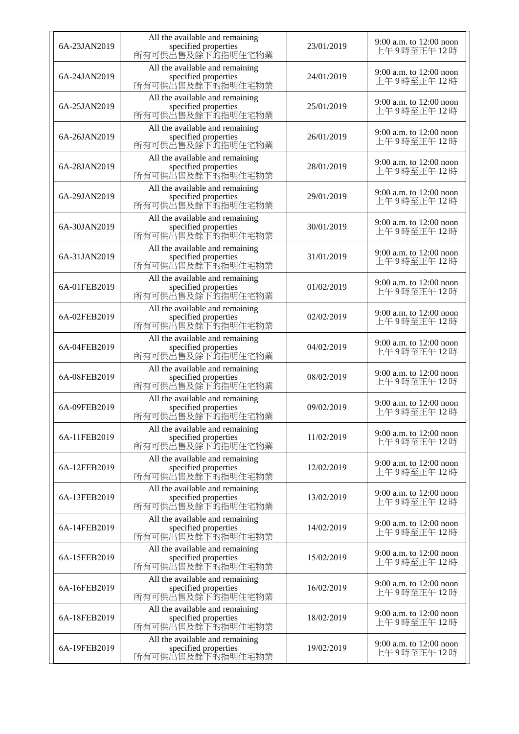| | | | |
|---|---|---|---|
| 6A-23JAN2019 | All the available and remaining specified properties 所有可供出售及餘下的指明住宅物業 | 23/01/2019 | 9:00 a.m. to 12:00 noon 上午 9 時至正午 12 時 |
| 6A-24JAN2019 | All the available and remaining specified properties 所有可供出售及餘下的指明住宅物業 | 24/01/2019 | 9:00 a.m. to 12:00 noon 上午 9 時至正午 12 時 |
| 6A-25JAN2019 | All the available and remaining specified properties 所有可供出售及餘下的指明住宅物業 | 25/01/2019 | 9:00 a.m. to 12:00 noon 上午 9 時至正午 12 時 |
| 6A-26JAN2019 | All the available and remaining specified properties 所有可供出售及餘下的指明住宅物業 | 26/01/2019 | 9:00 a.m. to 12:00 noon 上午 9 時至正午 12 時 |
| 6A-28JAN2019 | All the available and remaining specified properties 所有可供出售及餘下的指明住宅物業 | 28/01/2019 | 9:00 a.m. to 12:00 noon 上午 9 時至正午 12 時 |
| 6A-29JAN2019 | All the available and remaining specified properties 所有可供出售及餘下的指明住宅物業 | 29/01/2019 | 9:00 a.m. to 12:00 noon 上午 9 時至正午 12 時 |
| 6A-30JAN2019 | All the available and remaining specified properties 所有可供出售及餘下的指明住宅物業 | 30/01/2019 | 9:00 a.m. to 12:00 noon 上午 9 時至正午 12 時 |
| 6A-31JAN2019 | All the available and remaining specified properties 所有可供出售及餘下的指明住宅物業 | 31/01/2019 | 9:00 a.m. to 12:00 noon 上午 9 時至正午 12 時 |
| 6A-01FEB2019 | All the available and remaining specified properties 所有可供出售及餘下的指明住宅物業 | 01/02/2019 | 9:00 a.m. to 12:00 noon 上午 9 時至正午 12 時 |
| 6A-02FEB2019 | All the available and remaining specified properties 所有可供出售及餘下的指明住宅物業 | 02/02/2019 | 9:00 a.m. to 12:00 noon 上午 9 時至正午 12 時 |
| 6A-04FEB2019 | All the available and remaining specified properties 所有可供出售及餘下的指明住宅物業 | 04/02/2019 | 9:00 a.m. to 12:00 noon 上午 9 時至正午 12 時 |
| 6A-08FEB2019 | All the available and remaining specified properties 所有可供出售及餘下的指明住宅物業 | 08/02/2019 | 9:00 a.m. to 12:00 noon 上午 9 時至正午 12 時 |
| 6A-09FEB2019 | All the available and remaining specified properties 所有可供出售及餘下的指明住宅物業 | 09/02/2019 | 9:00 a.m. to 12:00 noon 上午 9 時至正午 12 時 |
| 6A-11FEB2019 | All the available and remaining specified properties 所有可供出售及餘下的指明住宅物業 | 11/02/2019 | 9:00 a.m. to 12:00 noon 上午 9 時至正午 12 時 |
| 6A-12FEB2019 | All the available and remaining specified properties 所有可供出售及餘下的指明住宅物業 | 12/02/2019 | 9:00 a.m. to 12:00 noon 上午 9 時至正午 12 時 |
| 6A-13FEB2019 | All the available and remaining specified properties 所有可供出售及餘下的指明住宅物業 | 13/02/2019 | 9:00 a.m. to 12:00 noon 上午 9 時至正午 12 時 |
| 6A-14FEB2019 | All the available and remaining specified properties 所有可供出售及餘下的指明住宅物業 | 14/02/2019 | 9:00 a.m. to 12:00 noon 上午 9 時至正午 12 時 |
| 6A-15FEB2019 | All the available and remaining specified properties 所有可供出售及餘下的指明住宅物業 | 15/02/2019 | 9:00 a.m. to 12:00 noon 上午 9 時至正午 12 時 |
| 6A-16FEB2019 | All the available and remaining specified properties 所有可供出售及餘下的指明住宅物業 | 16/02/2019 | 9:00 a.m. to 12:00 noon 上午 9 時至正午 12 時 |
| 6A-18FEB2019 | All the available and remaining specified properties 所有可供出售及餘下的指明住宅物業 | 18/02/2019 | 9:00 a.m. to 12:00 noon 上午 9 時至正午 12 時 |
| 6A-19FEB2019 | All the available and remaining specified properties 所有可供出售及餘下的指明住宅物業 | 19/02/2019 | 9:00 a.m. to 12:00 noon 上午 9 時至正午 12 時 |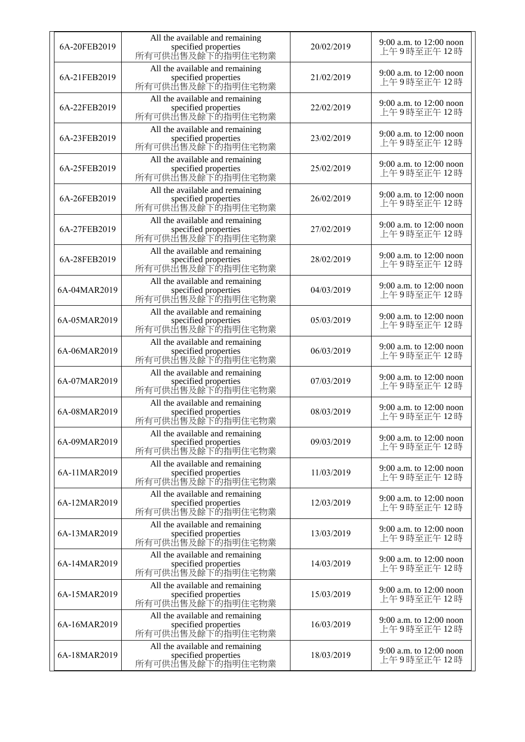| 6A-20FEB2019 | All the available and remaining specified properties 所有可供出售及餘下的指明住宅物業 | 20/02/2019 | 9:00 a.m. to 12:00 noon 上午 9 時至正午 12 時 |
|---|---|---|---|
| 6A-21FEB2019 | All the available and remaining specified properties 所有可供出售及餘下的指明住宅物業 | 21/02/2019 | 9:00 a.m. to 12:00 noon 上午 9 時至正午 12 時 |
| 6A-22FEB2019 | All the available and remaining specified properties 所有可供出售及餘下的指明住宅物業 | 22/02/2019 | 9:00 a.m. to 12:00 noon 上午 9 時至正午 12 時 |
| 6A-23FEB2019 | All the available and remaining specified properties 所有可供出售及餘下的指明住宅物業 | 23/02/2019 | 9:00 a.m. to 12:00 noon 上午 9 時至正午 12 時 |
| 6A-25FEB2019 | All the available and remaining specified properties 所有可供出售及餘下的指明住宅物業 | 25/02/2019 | 9:00 a.m. to 12:00 noon 上午 9 時至正午 12 時 |
| 6A-26FEB2019 | All the available and remaining specified properties 所有可供出售及餘下的指明住宅物業 | 26/02/2019 | 9:00 a.m. to 12:00 noon 上午 9 時至正午 12 時 |
| 6A-27FEB2019 | All the available and remaining specified properties 所有可供出售及餘下的指明住宅物業 | 27/02/2019 | 9:00 a.m. to 12:00 noon 上午 9 時至正午 12 時 |
| 6A-28FEB2019 | All the available and remaining specified properties 所有可供出售及餘下的指明住宅物業 | 28/02/2019 | 9:00 a.m. to 12:00 noon 上午 9 時至正午 12 時 |
| 6A-04MAR2019 | All the available and remaining specified properties 所有可供出售及餘下的指明住宅物業 | 04/03/2019 | 9:00 a.m. to 12:00 noon 上午 9 時至正午 12 時 |
| 6A-05MAR2019 | All the available and remaining specified properties 所有可供出售及餘下的指明住宅物業 | 05/03/2019 | 9:00 a.m. to 12:00 noon 上午 9 時至正午 12 時 |
| 6A-06MAR2019 | All the available and remaining specified properties 所有可供出售及餘下的指明住宅物業 | 06/03/2019 | 9:00 a.m. to 12:00 noon 上午 9 時至正午 12 時 |
| 6A-07MAR2019 | All the available and remaining specified properties 所有可供出售及餘下的指明住宅物業 | 07/03/2019 | 9:00 a.m. to 12:00 noon 上午 9 時至正午 12 時 |
| 6A-08MAR2019 | All the available and remaining specified properties 所有可供出售及餘下的指明住宅物業 | 08/03/2019 | 9:00 a.m. to 12:00 noon 上午 9 時至正午 12 時 |
| 6A-09MAR2019 | All the available and remaining specified properties 所有可供出售及餘下的指明住宅物業 | 09/03/2019 | 9:00 a.m. to 12:00 noon 上午 9 時至正午 12 時 |
| 6A-11MAR2019 | All the available and remaining specified properties 所有可供出售及餘下的指明住宅物業 | 11/03/2019 | 9:00 a.m. to 12:00 noon 上午 9 時至正午 12 時 |
| 6A-12MAR2019 | All the available and remaining specified properties 所有可供出售及餘下的指明住宅物業 | 12/03/2019 | 9:00 a.m. to 12:00 noon 上午 9 時至正午 12 時 |
| 6A-13MAR2019 | All the available and remaining specified properties 所有可供出售及餘下的指明住宅物業 | 13/03/2019 | 9:00 a.m. to 12:00 noon 上午 9 時至正午 12 時 |
| 6A-14MAR2019 | All the available and remaining specified properties 所有可供出售及餘下的指明住宅物業 | 14/03/2019 | 9:00 a.m. to 12:00 noon 上午 9 時至正午 12 時 |
| 6A-15MAR2019 | All the available and remaining specified properties 所有可供出售及餘下的指明住宅物業 | 15/03/2019 | 9:00 a.m. to 12:00 noon 上午 9 時至正午 12 時 |
| 6A-16MAR2019 | All the available and remaining specified properties 所有可供出售及餘下的指明住宅物業 | 16/03/2019 | 9:00 a.m. to 12:00 noon 上午 9 時至正午 12 時 |
| 6A-18MAR2019 | All the available and remaining specified properties 所有可供出售及餘下的指明住宅物業 | 18/03/2019 | 9:00 a.m. to 12:00 noon 上午 9 時至正午 12 時 |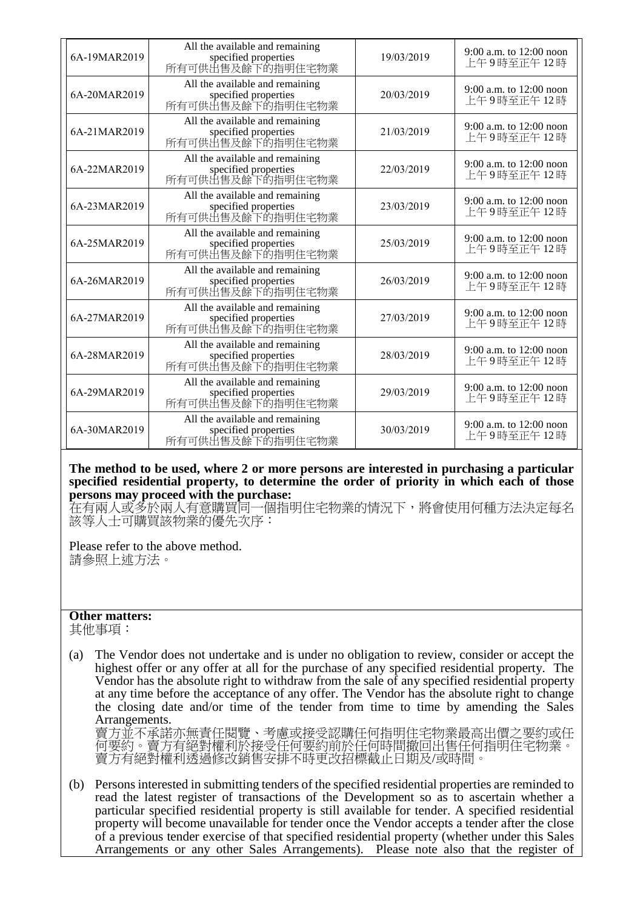| 6A-19MAR2019 | All the available and remaining specified properties 所有可供出售及餘下的指明住宅物業 | 19/03/2019 | 9:00 a.m. to 12:00 noon 上午 9 時至正午 12 時 |
|---|---|---|---|
| 6A-20MAR2019 | All the available and remaining specified properties 所有可供出售及餘下的指明住宅物業 | 20/03/2019 | 9:00 a.m. to 12:00 noon 上午 9 時至正午 12 時 |
| 6A-21MAR2019 | All the available and remaining specified properties 所有可供出售及餘下的指明住宅物業 | 21/03/2019 | 9:00 a.m. to 12:00 noon 上午 9 時至正午 12 時 |
| 6A-22MAR2019 | All the available and remaining specified properties 所有可供出售及餘下的指明住宅物業 | 22/03/2019 | 9:00 a.m. to 12:00 noon 上午 9 時至正午 12 時 |
| 6A-23MAR2019 | All the available and remaining specified properties 所有可供出售及餘下的指明住宅物業 | 23/03/2019 | 9:00 a.m. to 12:00 noon 上午 9 時至正午 12 時 |
| 6A-25MAR2019 | All the available and remaining specified properties 所有可供出售及餘下的指明住宅物業 | 25/03/2019 | 9:00 a.m. to 12:00 noon 上午 9 時至正午 12 時 |
| 6A-26MAR2019 | All the available and remaining specified properties 所有可供出售及餘下的指明住宅物業 | 26/03/2019 | 9:00 a.m. to 12:00 noon 上午 9 時至正午 12 時 |
| 6A-27MAR2019 | All the available and remaining specified properties 所有可供出售及餘下的指明住宅物業 | 27/03/2019 | 9:00 a.m. to 12:00 noon 上午 9 時至正午 12 時 |
| 6A-28MAR2019 | All the available and remaining specified properties 所有可供出售及餘下的指明住宅物業 | 28/03/2019 | 9:00 a.m. to 12:00 noon 上午 9 時至正午 12 時 |
| 6A-29MAR2019 | All the available and remaining specified properties 所有可供出售及餘下的指明住宅物業 | 29/03/2019 | 9:00 a.m. to 12:00 noon 上午 9 時至正午 12 時 |
| 6A-30MAR2019 | All the available and remaining specified properties 所有可供出售及餘下的指明住宅物業 | 30/03/2019 | 9:00 a.m. to 12:00 noon 上午 9 時至正午 12 時 |

**The method to be used, where 2 or more persons are interested in purchasing a particular specified residential property, to determine the order of priority in which each of those persons may proceed with the purchase:**
在有兩人或多於兩人有意購買同一個指明住宅物業的情況下，將會使用何種方法決定每名該等人士可購買該物業的優先次序：

Please refer to the above method.
請參照上述方法。

**Other matters:**
其他事項：

(a) The Vendor does not undertake and is under no obligation to review, consider or accept the highest offer or any offer at all for the purchase of any specified residential property. The Vendor has the absolute right to withdraw from the sale of any specified residential property at any time before the acceptance of any offer. The Vendor has the absolute right to change the closing date and/or time of the tender from time to time by amending the Sales Arrangements.
賣方並不承諾亦無責任閱覽、考慮或接受認購任何指明住宅物業最高出價之要約或任何要約。賣方有絕對權利於接受任何要約前於任何時間撤回出售任何指明住宅物業。賣方有絕對權利透過修改銷售安排不時更改招標截止日期及/或時間。

(b) Persons interested in submitting tenders of the specified residential properties are reminded to read the latest register of transactions of the Development so as to ascertain whether a particular specified residential property is still available for tender. A specified residential property will become unavailable for tender once the Vendor accepts a tender after the close of a previous tender exercise of that specified residential property (whether under this Sales Arrangements or any other Sales Arrangements). Please note also that the register of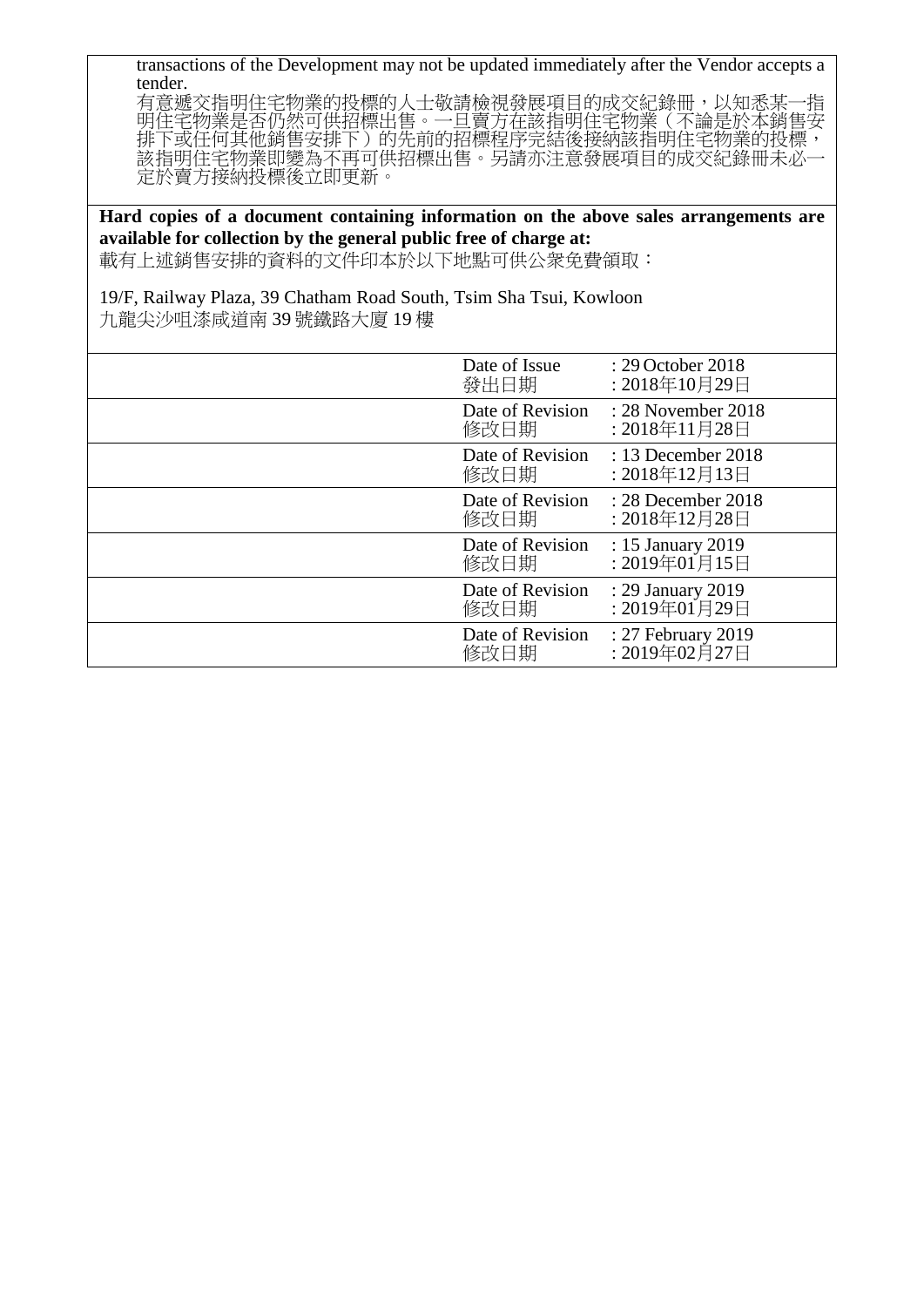transactions of the Development may not be updated immediately after the Vendor accepts a tender.

有意遞交指明住宅物業的投標的人士敬請檢視發展項目的成交紀錄冊，以知悉某一指明住宅物業是否仍然可供招標出售。一旦賣方在該指明住宅物業（不論是於本銷售安排下或任何其他銷售安排下）的先前的招標程序完結後接納該指明住宅物業的投標，該指明住宅物業即變為不再可供招標出售。另請亦注意發展項目的成交紀錄冊未必一定於賣方接納投標後立即更新。

**Hard copies of a document containing information on the above sales arrangements are available for collection by the general public free of charge at:**

載有上述銷售安排的資料的文件印本於以下地點可供公衆免費領取：

19/F, Railway Plaza, 39 Chatham Road South, Tsim Sha Tsui, Kowloon
九龍尖沙咀漆咸道南 39 號鐵路大廈 19 樓

| | |
|---|---|
| Date of Issue<br>發出日期 | : 29 October 2018<br>: 2018年10月29日 |
| Date of Revision<br>修改日期 | : 28 November 2018<br>: 2018年11月28日 |
| Date of Revision<br>修改日期 | : 13 December 2018<br>: 2018年12月13日 |
| Date of Revision<br>修改日期 | : 28 December 2018<br>: 2018年12月28日 |
| Date of Revision<br>修改日期 | : 15 January 2019<br>: 2019年01月15日 |
| Date of Revision<br>修改日期 | : 29 January 2019<br>: 2019年01月29日 |
| Date of Revision<br>修改日期 | : 27 February 2019<br>: 2019年02月27日 |